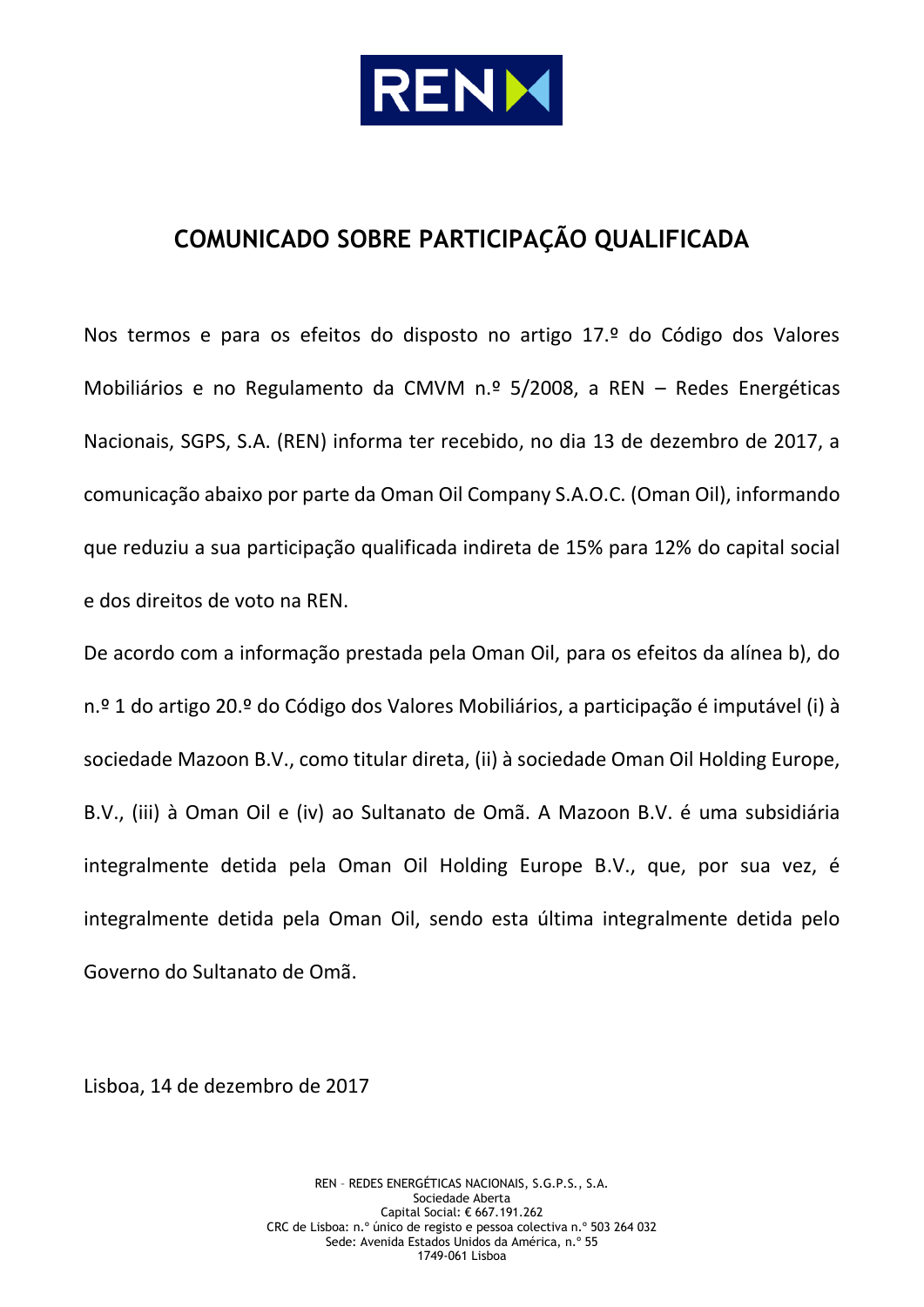# COMUNICADO SOBRE PARTICIPAÇÃO QUALIFICADA

Nos termos e para os efeitos do disposto no artigo 17.º do Código dos Valores Mobiliários e no Regulamento da CMVM n.º 5/2008, a REN – Redes Energéticas Nacionais, SGPS, S.A. (REN) informa ter recebido, no dia 13 de dezembro de 2017, a comunicação abaixo por parte da Oman Oil Company S.A.O.C. (Oman Oil), informando que reduziu a sua participação qualificada indireta de 15% para 12% do capital social e dos direitos de voto na REN.

De acordo com a informação prestada pela Oman Oil, para os efeitos da alínea b), do n.º 1 do artigo 20.º do Código dos Valores Mobiliários, a participação é imputável (i) à sociedade Mazoon B.V., como titular direta, (ii) à sociedade Oman Oil Holding Europe, B.V., (iii) à Oman Oil e (iv) ao Sultanato de Omã. A Mazoon B.V. é uma subsidiária integralmente detida pela Oman Oil Holding Europe B.V., que, por sua vez, é integralmente detida pela Oman Oil, sendo esta última integralmente detida pelo Governo do Sultanato de Omã.

Lisboa, 14 de dezembro de 2017

REN – REDES ENERGÉTICAS NACIONAIS, S.G.P.S., S.A.
Sociedade Aberta
Capital Social: € 667.191.262
CRC de Lisboa: n.º único de registo e pessoa colectiva n.º 503 264 032
Sede: Avenida Estados Unidos da América, n.º 55
1749-061 Lisboa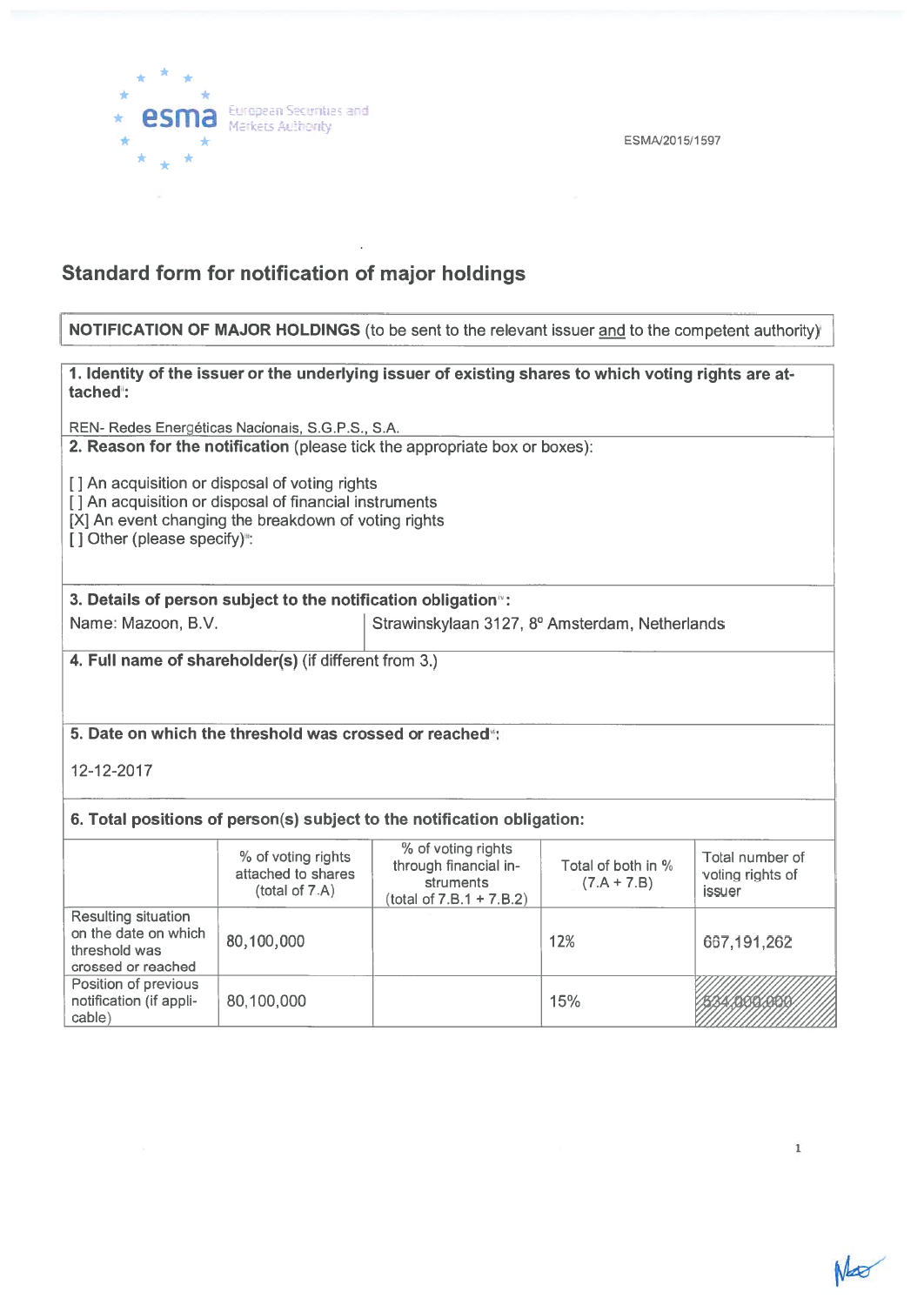ESMA/2015/1597

# Standard form for notification of major holdings

**NOTIFICATION OF MAJOR HOLDINGS** (to be sent to the relevant issuer and to the competent authority)[i]

**1. Identity of the issuer or the underlying issuer of existing shares to which voting rights are attached[ii]:**

REN- Redes Energéticas Nacionais, S.G.P.S., S.A.

**2. Reason for the notification** (please tick the appropriate box or boxes):

[ ] An acquisition or disposal of voting rights
[ ] An acquisition or disposal of financial instruments
[X] An event changing the breakdown of voting rights
[ ] Other (please specify)[iii]:

**3. Details of person subject to the notification obligation[iv]:**

| Name: Mazoon, B.V. | Strawinskylaan 3127, 8º Amsterdam, Netherlands |
|---|---|

**4. Full name of shareholder(s)** (if different from 3.)

**5. Date on which the threshold was crossed or reached[v]:**

12-12-2017

**6. Total positions of person(s) subject to the notification obligation:**

| | % of voting rights attached to shares (total of 7.A) | % of voting rights through financial instruments (total of 7.B.1 + 7.B.2) | Total of both in % (7.A + 7.B) | Total number of voting rights of issuer |
|---|---|---|---|---|
| Resulting situation on the date on which threshold was crossed or reached | 80,100,000 | | 12% | 667,191,262 |
| Position of previous notification (if applicable) | 80,100,000 | | 15% | 534,000,000 |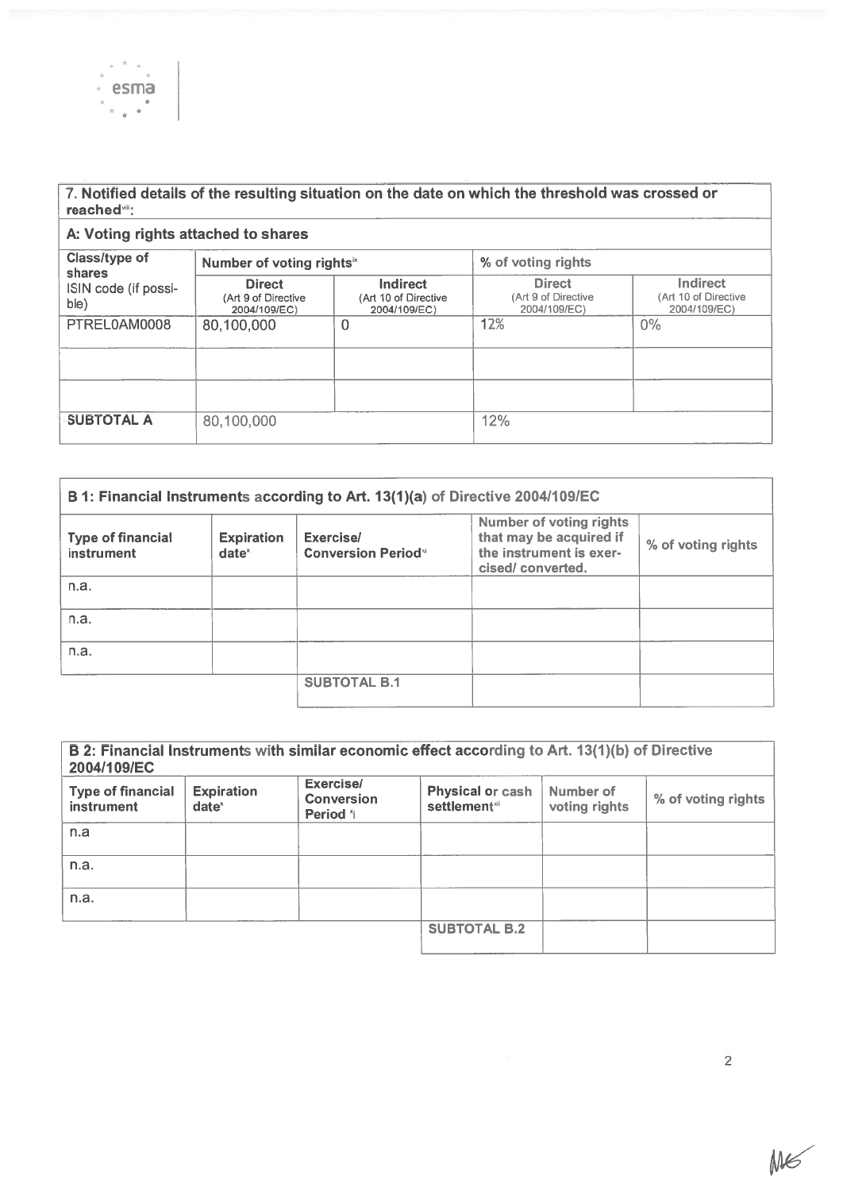## 7. Notified details of the resulting situation on the date on which the threshold was crossed or reached[viii]:

### A: Voting rights attached to shares

| Class/type of shares ISIN code (if possible) | Number of voting rights[ix] | | % of voting rights | |
|---|---|---|---|---|
| | Direct (Art 9 of Directive 2004/109/EC) | Indirect (Art 10 of Directive 2004/109/EC) | Direct (Art 9 of Directive 2004/109/EC) | Indirect (Art 10 of Directive 2004/109/EC) |
| PTREL0AM0008 | 80,100,000 | 0 | 12% | 0% |
| | | | | |
| | | | | |
| **SUBTOTAL A** | 80,100,000 | | 12% | |

### B 1: Financial Instruments according to Art. 13(1)(a) of Directive 2004/109/EC

| Type of financial instrument | Expiration date[x] | Exercise/ Conversion Period[xi] | Number of voting rights that may be acquired if the instrument is exercised/ converted. | % of voting rights |
|---|---|---|---|---|
| n.a. | | | | |
| n.a. | | | | |
| n.a. | | | | |
| | | **SUBTOTAL B.1** | | |

### B 2: Financial Instruments with similar economic effect according to Art. 13(1)(b) of Directive 2004/109/EC

| Type of financial instrument | Expiration date[x] | Exercise/ Conversion Period [xi] | Physical or cash settlement[xii] | Number of voting rights | % of voting rights |
|---|---|---|---|---|---|
| n.a | | | | | |
| n.a. | | | | | |
| n.a. | | | | | |
| | | | **SUBTOTAL B.2** | | |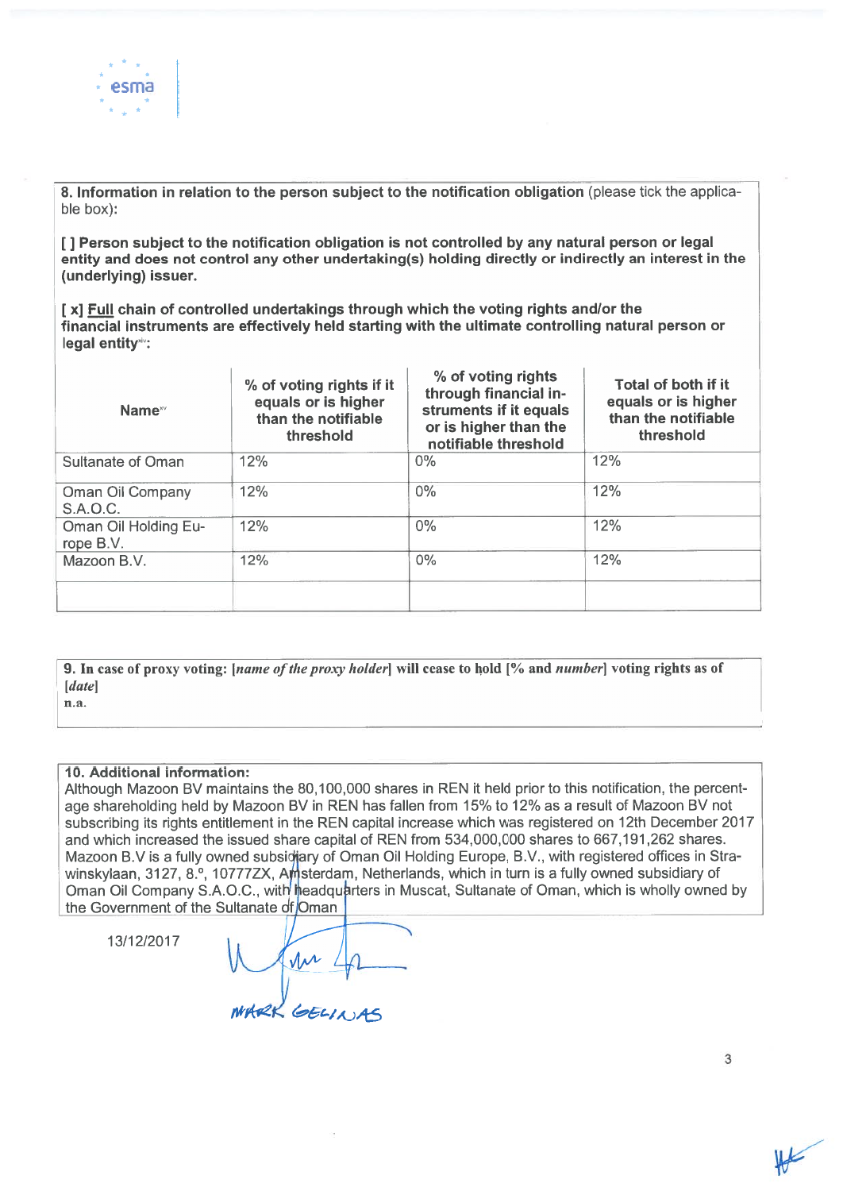**8. Information in relation to the person subject to the notification obligation** (please tick the applicable box):

**[ ] Person subject to the notification obligation is not controlled by any natural person or legal entity and does not control any other undertaking(s) holding directly or indirectly an interest in the (underlying) issuer.**

**[ x] Full chain of controlled undertakings through which the voting rights and/or the financial instruments are effectively held starting with the ultimate controlling natural person or legal entity[xiv]:**

| Name[xv] | % of voting rights if it equals or is higher than the notifiable threshold | % of voting rights through financial instruments if it equals or is higher than the notifiable threshold | Total of both if it equals or is higher than the notifiable threshold |
|---|---|---|---|
| Sultanate of Oman | 12% | 0% | 12% |
| Oman Oil Company S.A.O.C. | 12% | 0% | 12% |
| Oman Oil Holding Europe B.V. | 12% | 0% | 12% |
| Mazoon B.V. | 12% | 0% | 12% |
| | | | |

**9. In case of proxy voting: [*name of the proxy holder*] will cease to hold [% and *number*] voting rights as of [*date*]**

n.a.

**10. Additional information:**

Although Mazoon BV maintains the 80,100,000 shares in REN it held prior to this notification, the percentage shareholding held by Mazoon BV in REN has fallen from 15% to 12% as a result of Mazoon BV not subscribing its rights entitlement in the REN capital increase which was registered on 12th December 2017 and which increased the issued share capital of REN from 534,000,000 shares to 667,191,262 shares. Mazoon B.V is a fully owned subsidiary of Oman Oil Holding Europe, B.V., with registered offices in Strawinskylaan, 3127, 8.º, 10777ZX, Amsterdam, Netherlands, which in turn is a fully owned subsidiary of Oman Oil Company S.A.O.C., with headquarters in Muscat, Sultanate of Oman, which is wholly owned by the Government of the Sultanate of Oman

13/12/2017

MARK GELINAS